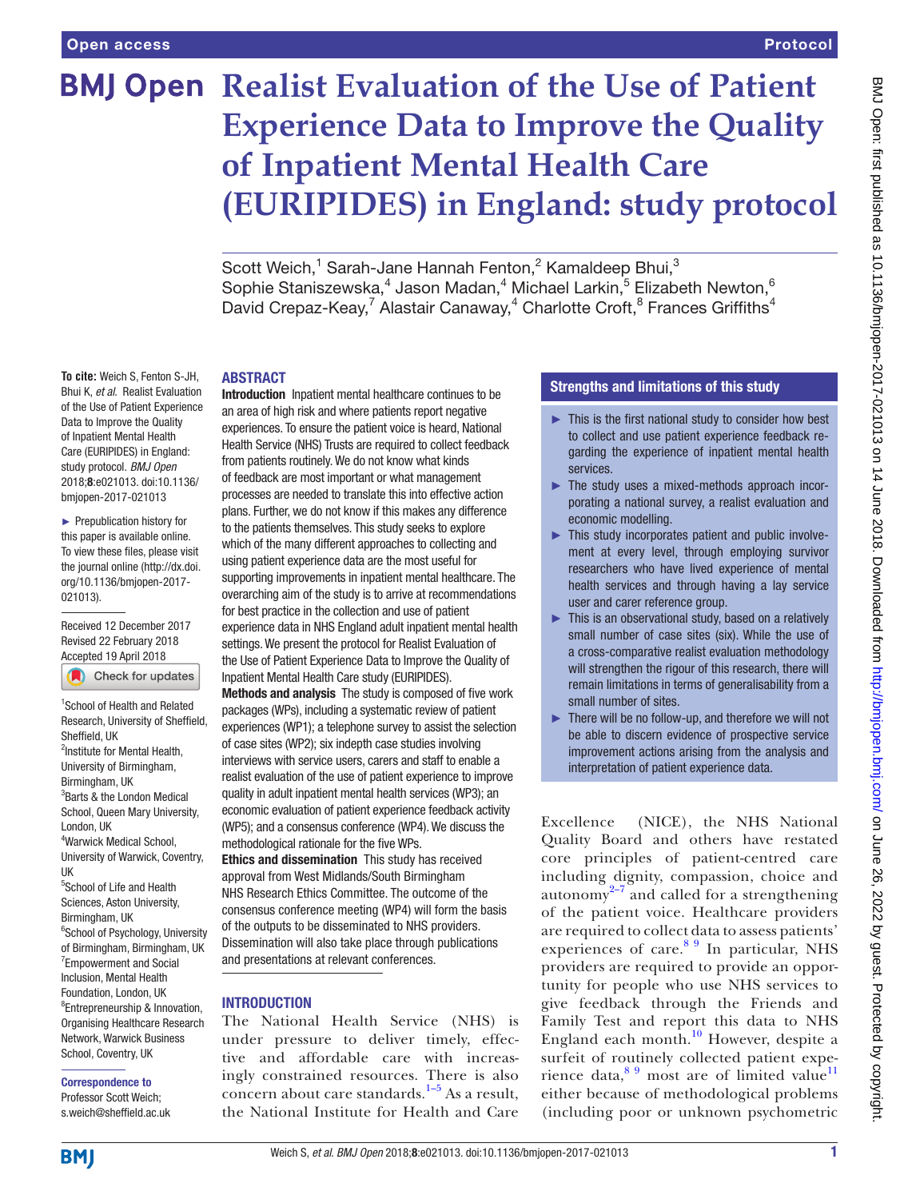# Realist Evaluation of the Use of Patient Experience Data to Improve the Quality of Inpatient Mental Health Care (EURIPIDES) in England: study protocol

Scott Weich,[1] Sarah-Jane Hannah Fenton,[2] Kamaldeep Bhui,[3] Sophie Staniszewska,[4] Jason Madan,[4] Michael Larkin,[5] Elizabeth Newton,[6] David Crepaz-Keay,[7] Alastair Canaway,[4] Charlotte Croft,[8] Frances Griffiths[4]

**To cite:** Weich S, Fenton S-JH, Bhui K, *et al*. Realist Evaluation of the Use of Patient Experience Data to Improve the Quality of Inpatient Mental Health Care (EURIPIDES) in England: study protocol. *BMJ Open* 2018;**8**:e021013. doi:10.1136/bmjopen-2017-021013

► Prepublication history for this paper is available online. To view these files, please visit the journal online (http://dx.doi.org/10.1136/bmjopen-2017-021013).

Received 12 December 2017
Revised 22 February 2018
Accepted 19 April 2018

[1]School of Health and Related Research, University of Sheffield, Sheffield, UK
[2]Institute for Mental Health, University of Birmingham, Birmingham, UK
[3]Barts & the London Medical School, Queen Mary University, London, UK
[4]Warwick Medical School, University of Warwick, Coventry, UK
[5]School of Life and Health Sciences, Aston University, Birmingham, UK
[6]School of Psychology, University of Birmingham, Birmingham, UK
[7]Empowerment and Social Inclusion, Mental Health Foundation, London, UK
[8]Entrepreneurship & Innovation, Organising Healthcare Research Network, Warwick Business School, Coventry, UK

**Correspondence to**
Professor Scott Weich;
s.weich@sheffield.ac.uk

## ABSTRACT

**Introduction** Inpatient mental healthcare continues to be an area of high risk and where patients report negative experiences. To ensure the patient voice is heard, National Health Service (NHS) Trusts are required to collect feedback from patients routinely. We do not know what kinds of feedback are most important or what management processes are needed to translate this into effective action plans. Further, we do not know if this makes any difference to the patients themselves. This study seeks to explore which of the many different approaches to collecting and using patient experience data are the most useful for supporting improvements in inpatient mental healthcare. The overarching aim of the study is to arrive at recommendations for best practice in the collection and use of patient experience data in NHS England adult inpatient mental health settings. We present the protocol for Realist Evaluation of the Use of Patient Experience Data to Improve the Quality of Inpatient Mental Health Care study (EURIPIDES).

**Methods and analysis** The study is composed of five work packages (WPs), including a systematic review of patient experiences (WP1); a telephone survey to assist the selection of case sites (WP2); six indepth case studies involving interviews with service users, carers and staff to enable a realist evaluation of the use of patient experience to improve quality in adult inpatient mental health services (WP3); an economic evaluation of patient experience feedback activity (WP5); and a consensus conference (WP4). We discuss the methodological rationale for the five WPs.

**Ethics and dissemination** This study has received approval from West Midlands/South Birmingham NHS Research Ethics Committee. The outcome of the consensus conference meeting (WP4) will form the basis of the outputs to be disseminated to NHS providers. Dissemination will also take place through publications and presentations at relevant conferences.

## Strengths and limitations of this study

- ► This is the first national study to consider how best to collect and use patient experience feedback regarding the experience of inpatient mental health services.
- ► The study uses a mixed-methods approach incorporating a national survey, a realist evaluation and economic modelling.
- ► This study incorporates patient and public involvement at every level, through employing survivor researchers who have lived experience of mental health services and through having a lay service user and carer reference group.
- ► This is an observational study, based on a relatively small number of case sites (six). While the use of a cross-comparative realist evaluation methodology will strengthen the rigour of this research, there will remain limitations in terms of generalisability from a small number of sites.
- ► There will be no follow-up, and therefore we will not be able to discern evidence of prospective service improvement actions arising from the analysis and interpretation of patient experience data.

## INTRODUCTION

The National Health Service (NHS) is under pressure to deliver timely, effective and affordable care with increasingly constrained resources. There is also concern about care standards.[1–5] As a result, the National Institute for Health and Care Excellence (NICE), the NHS National Quality Board and others have restated core principles of patient-centred care including dignity, compassion, choice and autonomy[2–7] and called for a strengthening of the patient voice. Healthcare providers are required to collect data to assess patients' experiences of care.[8 9] In particular, NHS providers are required to provide an opportunity for people who use NHS services to give feedback through the Friends and Family Test and report this data to NHS England each month.[10] However, despite a surfeit of routinely collected patient experience data,[8 9] most are of limited value[11] either because of methodological problems (including poor or unknown psychometric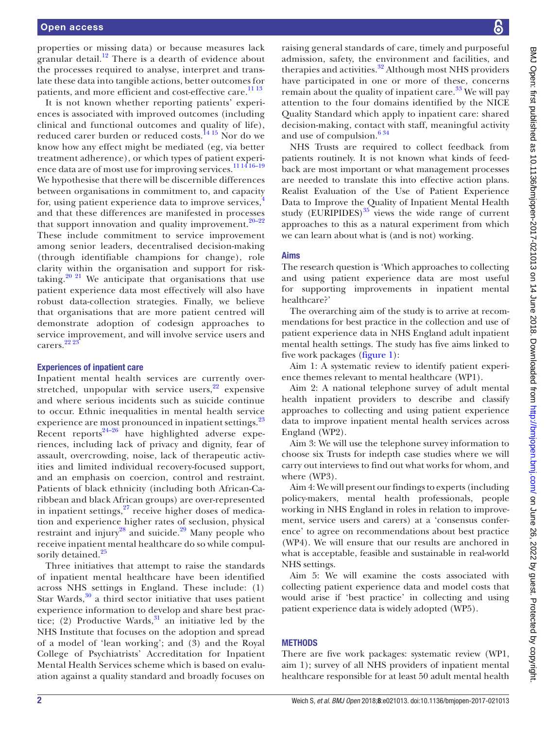properties or missing data) or because measures lack granular detail.[12] There is a dearth of evidence about the processes required to analyse, interpret and translate these data into tangible actions, better outcomes for patients, and more efficient and cost-effective care.[11 13]

It is not known whether reporting patients' experiences is associated with improved outcomes (including clinical and functional outcomes and quality of life), reduced carer burden or reduced costs.[14 15] Nor do we know how any effect might be mediated (eg, via better treatment adherence), or which types of patient experience data are of most use for improving services.[11 14 16–19] We hypothesise that there will be discernible differences between organisations in commitment to, and capacity for, using patient experience data to improve services,[4] and that these differences are manifested in processes that support innovation and quality improvement.[20–22] These include commitment to service improvement among senior leaders, decentralised decision-making (through identifiable champions for change), role clarity within the organisation and support for risk-taking.[20 21] We anticipate that organisations that use patient experience data most effectively will also have robust data-collection strategies. Finally, we believe that organisations that are more patient centred will demonstrate adoption of codesign approaches to service improvement, and will involve service users and carers.[22 23]

### Experiences of inpatient care

Inpatient mental health services are currently overstretched, unpopular with service users,[22] expensive and where serious incidents such as suicide continue to occur. Ethnic inequalities in mental health service experience are most pronounced in inpatient settings.[23] Recent reports[24–26] have highlighted adverse experiences, including lack of privacy and dignity, fear of assault, overcrowding, noise, lack of therapeutic activities and limited individual recovery-focused support, and an emphasis on coercion, control and restraint. Patients of black ethnicity (including both African-Caribbean and black African groups) are over-represented in inpatient settings,[27] receive higher doses of medication and experience higher rates of seclusion, physical restraint and injury[28] and suicide.[29] Many people who receive inpatient mental healthcare do so while compulsorily detained.[25]

Three initiatives that attempt to raise the standards of inpatient mental healthcare have been identified across NHS settings in England. These include: (1) Star Wards,[30] a third sector initiative that uses patient experience information to develop and share best practice; (2) Productive Wards,[31] an initiative led by the NHS Institute that focuses on the adoption and spread of a model of 'lean working'; and (3) and the Royal College of Psychiatrists' Accreditation for Inpatient Mental Health Services scheme which is based on evaluation against a quality standard and broadly focuses on raising general standards of care, timely and purposeful admission, safety, the environment and facilities, and therapies and activities.[32] Although most NHS providers have participated in one or more of these, concerns remain about the quality of inpatient care.[33] We will pay attention to the four domains identified by the NICE Quality Standard which apply to inpatient care: shared decision-making, contact with staff, meaningful activity and use of compulsion.[6 34]

NHS Trusts are required to collect feedback from patients routinely. It is not known what kinds of feedback are most important or what management processes are needed to translate this into effective action plans. Realist Evaluation of the Use of Patient Experience Data to Improve the Quality of Inpatient Mental Health study (EURIPIDES)[35] views the wide range of current approaches to this as a natural experiment from which we can learn about what is (and is not) working.

### Aims

The research question is 'Which approaches to collecting and using patient experience data are most useful for supporting improvements in inpatient mental healthcare?'

The overarching aim of the study is to arrive at recommendations for best practice in the collection and use of patient experience data in NHS England adult inpatient mental health settings. The study has five aims linked to five work packages (figure 1):

Aim 1: A systematic review to identify patient experience themes relevant to mental healthcare (WP1).

Aim 2: A national telephone survey of adult mental health inpatient providers to describe and classify approaches to collecting and using patient experience data to improve inpatient mental health services across England (WP2).

Aim 3: We will use the telephone survey information to choose six Trusts for indepth case studies where we will carry out interviews to find out what works for whom, and where (WP3).

Aim 4: We will present our findings to experts (including policy-makers, mental health professionals, people working in NHS England in roles in relation to improvement, service users and carers) at a 'consensus conference' to agree on recommendations about best practice (WP4). We will ensure that our results are anchored in what is acceptable, feasible and sustainable in real-world NHS settings.

Aim 5: We will examine the costs associated with collecting patient experience data and model costs that would arise if 'best practice' in collecting and using patient experience data is widely adopted (WP5).

## METHODS

There are five work packages: systematic review (WP1, aim 1); survey of all NHS providers of inpatient mental healthcare responsible for at least 50 adult mental health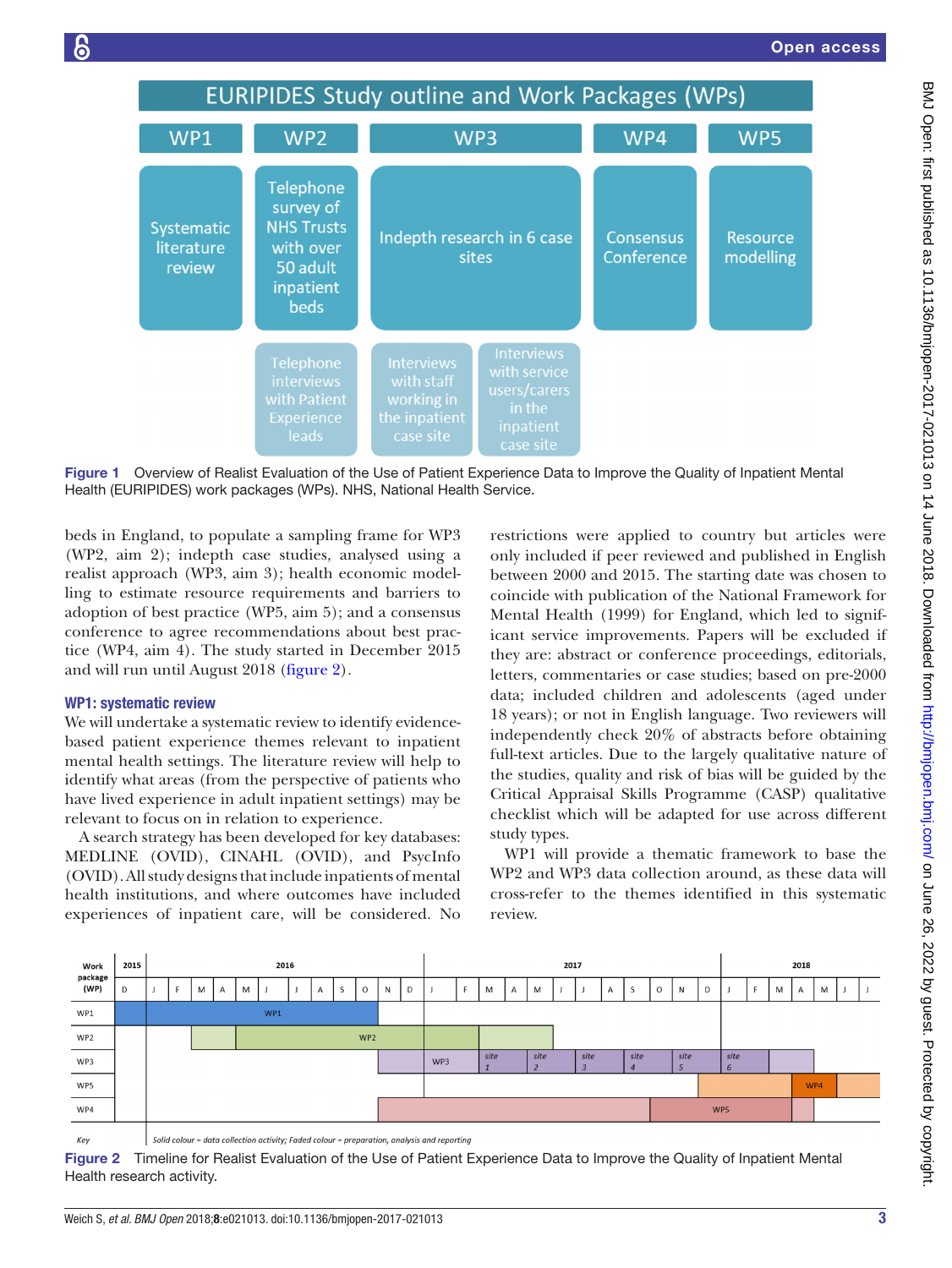**EURIPIDES Study outline and Work Packages (WPs)**

| WP1 | WP2 | WP3 | | WP4 | WP5 |
|---|---|---|---|---|---|
| Systematic literature review | Telephone survey of NHS Trusts with over 50 adult inpatient beds | Indepth research in 6 case sites | | Consensus Conference | Resource modelling |
| | Telephone interviews with Patient Experience leads | Interviews with staff working in the inpatient case site | Interviews with service users/carers in the inpatient case site | | |

Figure 1 Overview of Realist Evaluation of the Use of Patient Experience Data to Improve the Quality of Inpatient Mental Health (EURIPIDES) work packages (WPs). NHS, National Health Service.

beds in England, to populate a sampling frame for WP3 (WP2, aim 2); indepth case studies, analysed using a realist approach (WP3, aim 3); health economic modelling to estimate resource requirements and barriers to adoption of best practice (WP5, aim 5); and a consensus conference to agree recommendations about best practice (WP4, aim 4). The study started in December 2015 and will run until August 2018 (figure 2).

### WP1: systematic review

We will undertake a systematic review to identify evidence-based patient experience themes relevant to inpatient mental health settings. The literature review will help to identify what areas (from the perspective of patients who have lived experience in adult inpatient settings) may be relevant to focus on in relation to experience.

A search strategy has been developed for key databases: MEDLINE (OVID), CINAHL (OVID), and PsycInfo (OVID). All study designs that include inpatients of mental health institutions, and where outcomes have included experiences of inpatient care, will be considered. No restrictions were applied to country but articles were only included if peer reviewed and published in English between 2000 and 2015. The starting date was chosen to coincide with publication of the National Framework for Mental Health (1999) for England, which led to significant service improvements. Papers will be excluded if they are: abstract or conference proceedings, editorials, letters, commentaries or case studies; based on pre-2000 data; included children and adolescents (aged under 18 years); or not in English language. Two reviewers will independently check 20% of abstracts before obtaining full-text articles. Due to the largely qualitative nature of the studies, quality and risk of bias will be guided by the Critical Appraisal Skills Programme (CASP) qualitative checklist which will be adapted for use across different study types.

WP1 will provide a thematic framework to base the WP2 and WP3 data collection around, as these data will cross-refer to the themes identified in this systematic review.

| Work package (WP) | 2015 D | 2016 J–D | 2017 J–D | 2018 J–J |
|---|---|---|---|---|
| WP1 | WP1 (Dec 2015 – Oct 2016) | | | |
| WP2 | | WP2 (Mar 2016 – Apr 2017) | | |
| WP3 | | WP3 (Nov 2016 onwards) | site 1, site 2, site 3, site 4, site 5 | site 6 (to May 2018) |
| WP5 | | | | WP4 (Apr 2018) |
| WP4 | | (Nov 2016 onwards) | WP5 | (to May 2018) |

Key: Solid colour = data collection activity; Faded colour = preparation, analysis and reporting

Figure 2 Timeline for Realist Evaluation of the Use of Patient Experience Data to Improve the Quality of Inpatient Mental Health research activity.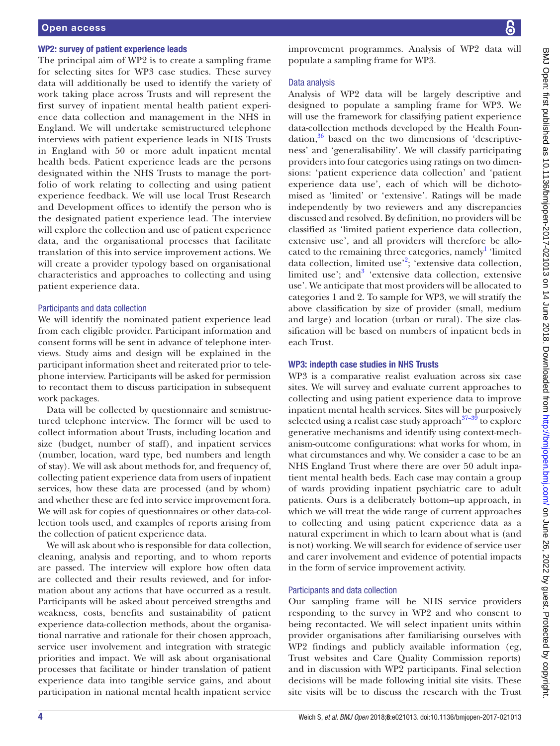### WP2: survey of patient experience leads

The principal aim of WP2 is to create a sampling frame for selecting sites for WP3 case studies. These survey data will additionally be used to identify the variety of work taking place across Trusts and will represent the first survey of inpatient mental health patient experience data collection and management in the NHS in England. We will undertake semistructured telephone interviews with patient experience leads in NHS Trusts in England with 50 or more adult inpatient mental health beds. Patient experience leads are the persons designated within the NHS Trusts to manage the portfolio of work relating to collecting and using patient experience feedback. We will use local Trust Research and Development offices to identify the person who is the designated patient experience lead. The interview will explore the collection and use of patient experience data, and the organisational processes that facilitate translation of this into service improvement actions. We will create a provider typology based on organisational characteristics and approaches to collecting and using patient experience data.

#### Participants and data collection

We will identify the nominated patient experience lead from each eligible provider. Participant information and consent forms will be sent in advance of telephone interviews. Study aims and design will be explained in the participant information sheet and reiterated prior to telephone interview. Participants will be asked for permission to recontact them to discuss participation in subsequent work packages.

Data will be collected by questionnaire and semistructured telephone interview. The former will be used to collect information about Trusts, including location and size (budget, number of staff), and inpatient services (number, location, ward type, bed numbers and length of stay). We will ask about methods for, and frequency of, collecting patient experience data from users of inpatient services, how these data are processed (and by whom) and whether these are fed into service improvement fora. We will ask for copies of questionnaires or other data-collection tools used, and examples of reports arising from the collection of patient experience data.

We will ask about who is responsible for data collection, cleaning, analysis and reporting, and to whom reports are passed. The interview will explore how often data are collected and their results reviewed, and for information about any actions that have occurred as a result. Participants will be asked about perceived strengths and weakness, costs, benefits and sustainability of patient experience data-collection methods, about the organisational narrative and rationale for their chosen approach, service user involvement and integration with strategic priorities and impact. We will ask about organisational processes that facilitate or hinder translation of patient experience data into tangible service gains, and about participation in national mental health inpatient service improvement programmes. Analysis of WP2 data will populate a sampling frame for WP3.

#### Data analysis

Analysis of WP2 data will be largely descriptive and designed to populate a sampling frame for WP3. We will use the framework for classifying patient experience data-collection methods developed by the Health Foundation,[36] based on the two dimensions of 'descriptiveness' and 'generalisability'. We will classify participating providers into four categories using ratings on two dimensions: 'patient experience data collection' and 'patient experience data use', each of which will be dichotomised as 'limited' or 'extensive'. Ratings will be made independently by two reviewers and any discrepancies discussed and resolved. By definition, no providers will be classified as 'limited patient experience data collection, extensive use', and all providers will therefore be allocated to the remaining three categories, namely[1] 'limited data collection, limited use'[2]; 'extensive data collection, limited use'; and[3] 'extensive data collection, extensive use'. We anticipate that most providers will be allocated to categories 1 and 2. To sample for WP3, we will stratify the above classification by size of provider (small, medium and large) and location (urban or rural). The size classification will be based on numbers of inpatient beds in each Trust.

### WP3: indepth case studies in NHS Trusts

WP3 is a comparative realist evaluation across six case sites. We will survey and evaluate current approaches to collecting and using patient experience data to improve inpatient mental health services. Sites will be purposively selected using a realist case study approach[37–39] to explore generative mechanisms and identify using context-mechanism-outcome configurations: what works for whom, in what circumstances and why. We consider a case to be an NHS England Trust where there are over 50 adult inpatient mental health beds. Each case may contain a group of wards providing inpatient psychiatric care to adult patients. Ours is a deliberately bottom–up approach, in which we will treat the wide range of current approaches to collecting and using patient experience data as a natural experiment in which to learn about what is (and is not) working. We will search for evidence of service user and carer involvement and evidence of potential impacts in the form of service improvement activity.

#### Participants and data collection

Our sampling frame will be NHS service providers responding to the survey in WP2 and who consent to being recontacted. We will select inpatient units within provider organisations after familiarising ourselves with WP2 findings and publicly available information (eg, Trust websites and Care Quality Commission reports) and in discussion with WP2 participants. Final selection decisions will be made following initial site visits. These site visits will be to discuss the research with the Trust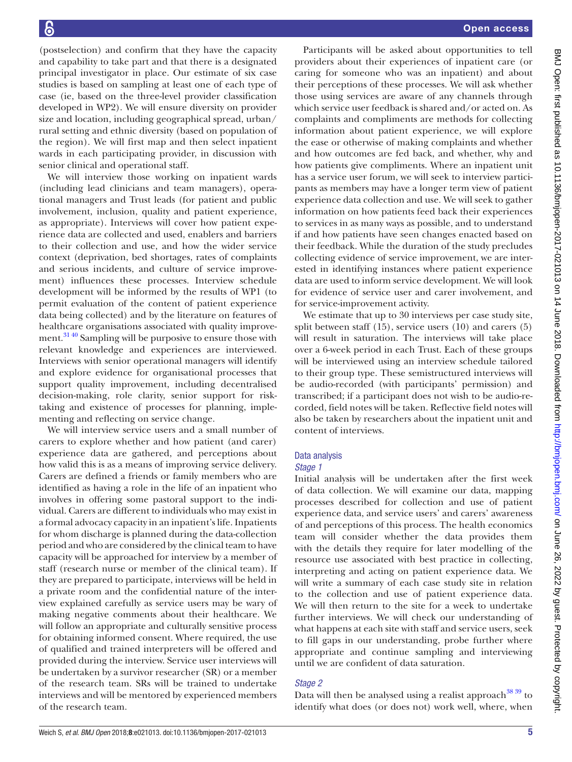(postselection) and confirm that they have the capacity and capability to take part and that there is a designated principal investigator in place. Our estimate of six case studies is based on sampling at least one of each type of case (ie, based on the three-level provider classification developed in WP2). We will ensure diversity on provider size and location, including geographical spread, urban/rural setting and ethnic diversity (based on population of the region). We will first map and then select inpatient wards in each participating provider, in discussion with senior clinical and operational staff.

We will interview those working on inpatient wards (including lead clinicians and team managers), operational managers and Trust leads (for patient and public involvement, inclusion, quality and patient experience, as appropriate). Interviews will cover how patient experience data are collected and used, enablers and barriers to their collection and use, and how the wider service context (deprivation, bed shortages, rates of complaints and serious incidents, and culture of service improvement) influences these processes. Interview schedule development will be informed by the results of WP1 (to permit evaluation of the content of patient experience data being collected) and by the literature on features of healthcare organisations associated with quality improvement.[31 40] Sampling will be purposive to ensure those with relevant knowledge and experiences are interviewed. Interviews with senior operational managers will identify and explore evidence for organisational processes that support quality improvement, including decentralised decision-making, role clarity, senior support for risk-taking and existence of processes for planning, implementing and reflecting on service change.

We will interview service users and a small number of carers to explore whether and how patient (and carer) experience data are gathered, and perceptions about how valid this is as a means of improving service delivery. Carers are defined a friends or family members who are identified as having a role in the life of an inpatient who involves in offering some pastoral support to the individual. Carers are different to individuals who may exist in a formal advocacy capacity in an inpatient's life. Inpatients for whom discharge is planned during the data-collection period and who are considered by the clinical team to have capacity will be approached for interview by a member of staff (research nurse or member of the clinical team). If they are prepared to participate, interviews will be held in a private room and the confidential nature of the interview explained carefully as service users may be wary of making negative comments about their healthcare. We will follow an appropriate and culturally sensitive process for obtaining informed consent. Where required, the use of qualified and trained interpreters will be offered and provided during the interview. Service user interviews will be undertaken by a survivor researcher (SR) or a member of the research team. SRs will be trained to undertake interviews and will be mentored by experienced members of the research team.

Participants will be asked about opportunities to tell providers about their experiences of inpatient care (or caring for someone who was an inpatient) and about their perceptions of these processes. We will ask whether those using services are aware of any channels through which service user feedback is shared and/or acted on. As complaints and compliments are methods for collecting information about patient experience, we will explore the ease or otherwise of making complaints and whether and how outcomes are fed back, and whether, why and how patients give compliments. Where an inpatient unit has a service user forum, we will seek to interview participants as members may have a longer term view of patient experience data collection and use. We will seek to gather information on how patients feed back their experiences to services in as many ways as possible, and to understand if and how patients have seen changes enacted based on their feedback. While the duration of the study precludes collecting evidence of service improvement, we are interested in identifying instances where patient experience data are used to inform service development. We will look for evidence of service user and carer involvement, and for service-improvement activity.

We estimate that up to 30 interviews per case study site, split between staff (15), service users (10) and carers (5) will result in saturation. The interviews will take place over a 6-week period in each Trust. Each of these groups will be interviewed using an interview schedule tailored to their group type. These semistructured interviews will be audio-recorded (with participants' permission) and transcribed; if a participant does not wish to be audio-recorded, field notes will be taken. Reflective field notes will also be taken by researchers about the inpatient unit and content of interviews.

### Data analysis

#### *Stage 1*

Initial analysis will be undertaken after the first week of data collection. We will examine our data, mapping processes described for collection and use of patient experience data, and service users' and carers' awareness of and perceptions of this process. The health economics team will consider whether the data provides them with the details they require for later modelling of the resource use associated with best practice in collecting, interpreting and acting on patient experience data. We will write a summary of each case study site in relation to the collection and use of patient experience data. We will then return to the site for a week to undertake further interviews. We will check our understanding of what happens at each site with staff and service users, seek to fill gaps in our understanding, probe further where appropriate and continue sampling and interviewing until we are confident of data saturation.

#### *Stage 2*

Data will then be analysed using a realist approach[38 39] to identify what does (or does not) work well, where, when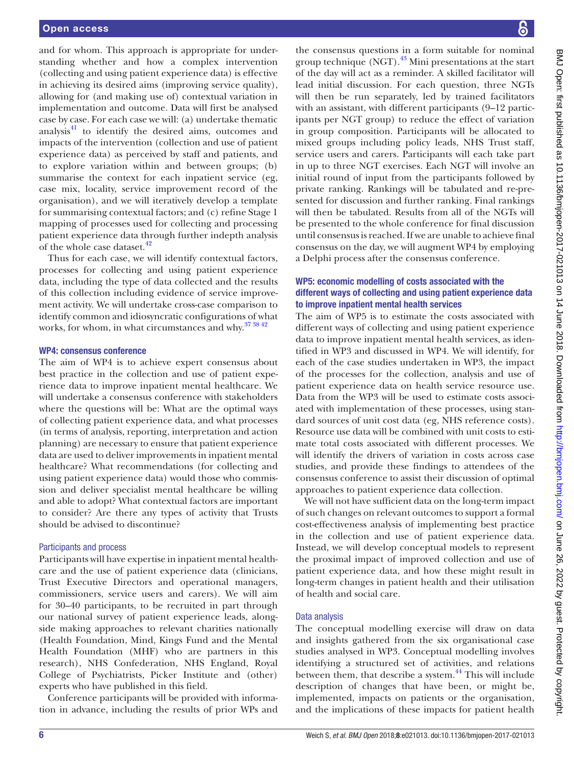and for whom. This approach is appropriate for understanding whether and how a complex intervention (collecting and using patient experience data) is effective in achieving its desired aims (improving service quality), allowing for (and making use of) contextual variation in implementation and outcome. Data will first be analysed case by case. For each case we will: (a) undertake thematic analysis[41] to identify the desired aims, outcomes and impacts of the intervention (collection and use of patient experience data) as perceived by staff and patients, and to explore variation within and between groups; (b) summarise the context for each inpatient service (eg, case mix, locality, service improvement record of the organisation), and we will iteratively develop a template for summarising contextual factors; and (c) refine Stage 1 mapping of processes used for collecting and processing patient experience data through further indepth analysis of the whole case dataset.[42]

Thus for each case, we will identify contextual factors, processes for collecting and using patient experience data, including the type of data collected and the results of this collection including evidence of service improvement activity. We will undertake cross-case comparison to identify common and idiosyncratic configurations of what works, for whom, in what circumstances and why.[37 38 42]

### WP4: consensus conference

The aim of WP4 is to achieve expert consensus about best practice in the collection and use of patient experience data to improve inpatient mental healthcare. We will undertake a consensus conference with stakeholders where the questions will be: What are the optimal ways of collecting patient experience data, and what processes (in terms of analysis, reporting, interpretation and action planning) are necessary to ensure that patient experience data are used to deliver improvements in inpatient mental healthcare? What recommendations (for collecting and using patient experience data) would those who commission and deliver specialist mental healthcare be willing and able to adopt? What contextual factors are important to consider? Are there any types of activity that Trusts should be advised to discontinue?

#### Participants and process

Participants will have expertise in inpatient mental healthcare and the use of patient experience data (clinicians, Trust Executive Directors and operational managers, commissioners, service users and carers). We will aim for 30–40 participants, to be recruited in part through our national survey of patient experience leads, alongside making approaches to relevant charities nationally (Health Foundation, Mind, Kings Fund and the Mental Health Foundation (MHF) who are partners in this research), NHS Confederation, NHS England, Royal College of Psychiatrists, Picker Institute and (other) experts who have published in this field.

Conference participants will be provided with information in advance, including the results of prior WPs and the consensus questions in a form suitable for nominal group technique (NGT).[43] Mini presentations at the start of the day will act as a reminder. A skilled facilitator will lead initial discussion. For each question, three NGTs will then be run separately, led by trained facilitators with an assistant, with different participants (9–12 participants per NGT group) to reduce the effect of variation in group composition. Participants will be allocated to mixed groups including policy leads, NHS Trust staff, service users and carers. Participants will each take part in up to three NGT exercises. Each NGT will involve an initial round of input from the participants followed by private ranking. Rankings will be tabulated and re-presented for discussion and further ranking. Final rankings will then be tabulated. Results from all of the NGTs will be presented to the whole conference for final discussion until consensus is reached. If we are unable to achieve final consensus on the day, we will augment WP4 by employing a Delphi process after the consensus conference.

### WP5: economic modelling of costs associated with the different ways of collecting and using patient experience data to improve inpatient mental health services

The aim of WP5 is to estimate the costs associated with different ways of collecting and using patient experience data to improve inpatient mental health services, as identified in WP3 and discussed in WP4. We will identify, for each of the case studies undertaken in WP3, the impact of the processes for the collection, analysis and use of patient experience data on health service resource use. Data from the WP3 will be used to estimate costs associated with implementation of these processes, using standard sources of unit cost data (eg, NHS reference costs). Resource use data will be combined with unit costs to estimate total costs associated with different processes. We will identify the drivers of variation in costs across case studies, and provide these findings to attendees of the consensus conference to assist their discussion of optimal approaches to patient experience data collection.

We will not have sufficient data on the long-term impact of such changes on relevant outcomes to support a formal cost-effectiveness analysis of implementing best practice in the collection and use of patient experience data. Instead, we will develop conceptual models to represent the proximal impact of improved collection and use of patient experience data, and how these might result in long-term changes in patient health and their utilisation of health and social care.

#### Data analysis

The conceptual modelling exercise will draw on data and insights gathered from the six organisational case studies analysed in WP3. Conceptual modelling involves identifying a structured set of activities, and relations between them, that describe a system.[44] This will include description of changes that have been, or might be, implemented, impacts on patients or the organisation, and the implications of these impacts for patient health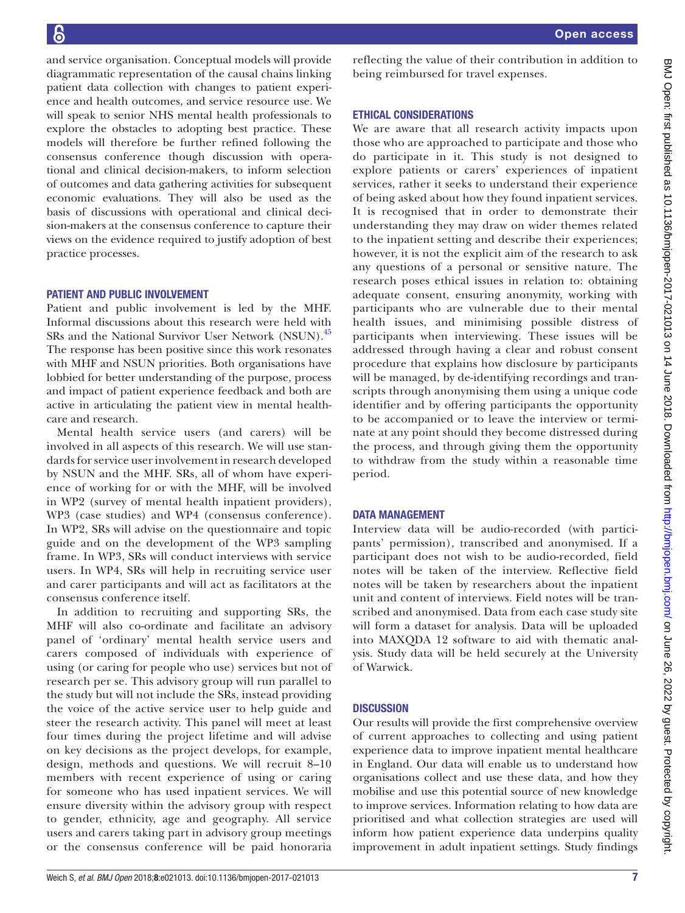and service organisation. Conceptual models will provide diagrammatic representation of the causal chains linking patient data collection with changes to patient experience and health outcomes, and service resource use. We will speak to senior NHS mental health professionals to explore the obstacles to adopting best practice. These models will therefore be further refined following the consensus conference though discussion with operational and clinical decision-makers, to inform selection of outcomes and data gathering activities for subsequent economic evaluations. They will also be used as the basis of discussions with operational and clinical decision-makers at the consensus conference to capture their views on the evidence required to justify adoption of best practice processes.

## Patient and public involvement

Patient and public involvement is led by the MHF. Informal discussions about this research were held with SRs and the National Survivor User Network (NSUN).[45] The response has been positive since this work resonates with MHF and NSUN priorities. Both organisations have lobbied for better understanding of the purpose, process and impact of patient experience feedback and both are active in articulating the patient view in mental healthcare and research.

Mental health service users (and carers) will be involved in all aspects of this research. We will use standards for service user involvement in research developed by NSUN and the MHF. SRs, all of whom have experience of working for or with the MHF, will be involved in WP2 (survey of mental health inpatient providers), WP3 (case studies) and WP4 (consensus conference). In WP2, SRs will advise on the questionnaire and topic guide and on the development of the WP3 sampling frame. In WP3, SRs will conduct interviews with service users. In WP4, SRs will help in recruiting service user and carer participants and will act as facilitators at the consensus conference itself.

In addition to recruiting and supporting SRs, the MHF will also co-ordinate and facilitate an advisory panel of 'ordinary' mental health service users and carers composed of individuals with experience of using (or caring for people who use) services but not of research per se. This advisory group will run parallel to the study but will not include the SRs, instead providing the voice of the active service user to help guide and steer the research activity. This panel will meet at least four times during the project lifetime and will advise on key decisions as the project develops, for example, design, methods and questions. We will recruit 8–10 members with recent experience of using or caring for someone who has used inpatient services. We will ensure diversity within the advisory group with respect to gender, ethnicity, age and geography. All service users and carers taking part in advisory group meetings or the consensus conference will be paid honoraria reflecting the value of their contribution in addition to being reimbursed for travel expenses.

## Ethical considerations

We are aware that all research activity impacts upon those who are approached to participate and those who do participate in it. This study is not designed to explore patients or carers' experiences of inpatient services, rather it seeks to understand their experience of being asked about how they found inpatient services. It is recognised that in order to demonstrate their understanding they may draw on wider themes related to the inpatient setting and describe their experiences; however, it is not the explicit aim of the research to ask any questions of a personal or sensitive nature. The research poses ethical issues in relation to: obtaining adequate consent, ensuring anonymity, working with participants who are vulnerable due to their mental health issues, and minimising possible distress of participants when interviewing. These issues will be addressed through having a clear and robust consent procedure that explains how disclosure by participants will be managed, by de-identifying recordings and transcripts through anonymising them using a unique code identifier and by offering participants the opportunity to be accompanied or to leave the interview or terminate at any point should they become distressed during the process, and through giving them the opportunity to withdraw from the study within a reasonable time period.

## Data management

Interview data will be audio-recorded (with participants' permission), transcribed and anonymised. If a participant does not wish to be audio-recorded, field notes will be taken of the interview. Reflective field notes will be taken by researchers about the inpatient unit and content of interviews. Field notes will be transcribed and anonymised. Data from each case study site will form a dataset for analysis. Data will be uploaded into MAXQDA 12 software to aid with thematic analysis. Study data will be held securely at the University of Warwick.

## Discussion

Our results will provide the first comprehensive overview of current approaches to collecting and using patient experience data to improve inpatient mental healthcare in England. Our data will enable us to understand how organisations collect and use these data, and how they mobilise and use this potential source of new knowledge to improve services. Information relating to how data are prioritised and what collection strategies are used will inform how patient experience data underpins quality improvement in adult inpatient settings. Study findings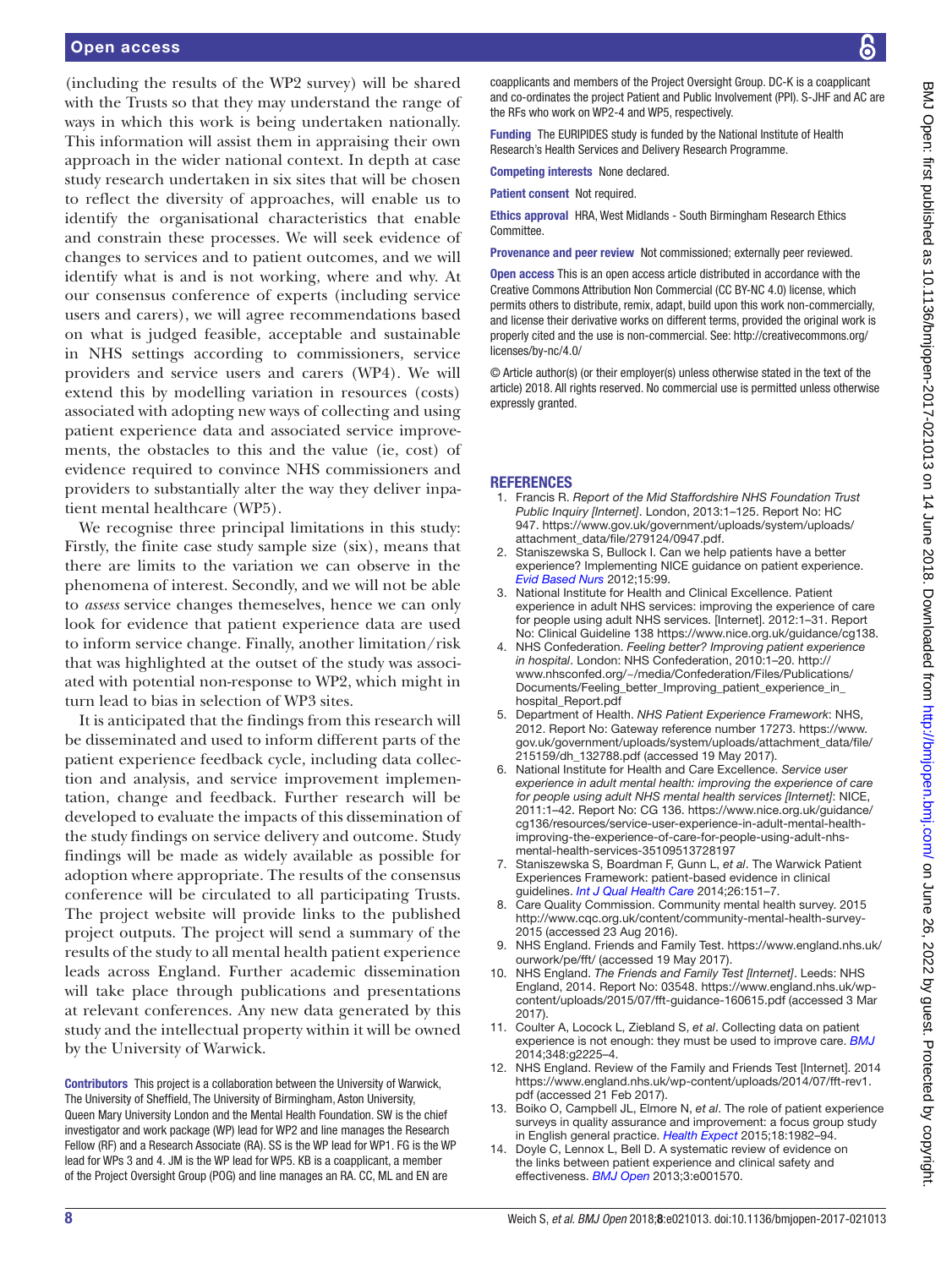(including the results of the WP2 survey) will be shared with the Trusts so that they may understand the range of ways in which this work is being undertaken nationally. This information will assist them in appraising their own approach in the wider national context. In depth at case study research undertaken in six sites that will be chosen to reflect the diversity of approaches, will enable us to identify the organisational characteristics that enable and constrain these processes. We will seek evidence of changes to services and to patient outcomes, and we will identify what is and is not working, where and why. At our consensus conference of experts (including service users and carers), we will agree recommendations based on what is judged feasible, acceptable and sustainable in NHS settings according to commissioners, service providers and service users and carers (WP4). We will extend this by modelling variation in resources (costs) associated with adopting new ways of collecting and using patient experience data and associated service improvements, the obstacles to this and the value (ie, cost) of evidence required to convince NHS commissioners and providers to substantially alter the way they deliver inpatient mental healthcare (WP5).

We recognise three principal limitations in this study: Firstly, the finite case study sample size (six), means that there are limits to the variation we can observe in the phenomena of interest. Secondly, and we will not be able to *assess* service changes themeselves, hence we can only look for evidence that patient experience data are used to inform service change. Finally, another limitation/risk that was highlighted at the outset of the study was associated with potential non-response to WP2, which might in turn lead to bias in selection of WP3 sites.

It is anticipated that the findings from this research will be disseminated and used to inform different parts of the patient experience feedback cycle, including data collection and analysis, and service improvement implementation, change and feedback. Further research will be developed to evaluate the impacts of this dissemination of the study findings on service delivery and outcome. Study findings will be made as widely available as possible for adoption where appropriate. The results of the consensus conference will be circulated to all participating Trusts. The project website will provide links to the published project outputs. The project will send a summary of the results of the study to all mental health patient experience leads across England. Further academic dissemination will take place through publications and presentations at relevant conferences. Any new data generated by this study and the intellectual property within it will be owned by the University of Warwick.

**Contributors** This project is a collaboration between the University of Warwick, The University of Sheffield, The University of Birmingham, Aston University, Queen Mary University London and the Mental Health Foundation. SW is the chief investigator and work package (WP) lead for WP2 and line manages the Research Fellow (RF) and a Research Associate (RA). SS is the WP lead for WP1. FG is the WP lead for WPs 3 and 4. JM is the WP lead for WP5. KB is a coapplicant, a member of the Project Oversight Group (POG) and line manages an RA. CC, ML and EN are coapplicants and members of the Project Oversight Group. DC-K is a coapplicant and co-ordinates the project Patient and Public Involvement (PPI). S-JHF and AC are the RFs who work on WP2-4 and WP5, respectively.

**Funding** The EURIPIDES study is funded by the National Institute of Health Research's Health Services and Delivery Research Programme.

**Competing interests** None declared.

**Patient consent** Not required.

**Ethics approval** HRA, West Midlands - South Birmingham Research Ethics Committee.

**Provenance and peer review** Not commissioned; externally peer reviewed.

**Open access** This is an open access article distributed in accordance with the Creative Commons Attribution Non Commercial (CC BY-NC 4.0) license, which permits others to distribute, remix, adapt, build upon this work non-commercially, and license their derivative works on different terms, provided the original work is properly cited and the use is non-commercial. See: http://creativecommons.org/licenses/by-nc/4.0/

© Article author(s) (or their employer(s) unless otherwise stated in the text of the article) 2018. All rights reserved. No commercial use is permitted unless otherwise expressly granted.

## REFERENCES

1. Francis R. *Report of the Mid Staffordshire NHS Foundation Trust Public Inquiry [Internet]*. London, 2013:1–125. Report No: HC 947. https://www.gov.uk/government/uploads/system/uploads/attachment_data/file/279124/0947.pdf.
2. Staniszewska S, Bullock I. Can we help patients have a better experience? Implementing NICE guidance on patient experience. *Evid Based Nurs* 2012;15:99.
3. National Institute for Health and Clinical Excellence. Patient experience in adult NHS services: improving the experience of care for people using adult NHS services. [Internet]. 2012:1–31. Report No: Clinical Guideline 138 https://www.nice.org.uk/guidance/cg138.
4. NHS Confederation. *Feeling better? Improving patient experience in hospital*. London: NHS Confederation, 2010:1–20. http://www.nhsconfed.org/~/media/Confederation/Files/Publications/Documents/Feeling_better_Improving_patient_experience_in_hospital_Report.pdf
5. Department of Health. *NHS Patient Experience Framework*: NHS, 2012. Report No: Gateway reference number 17273. https://www.gov.uk/government/uploads/system/uploads/attachment_data/file/215159/dh_132788.pdf (accessed 19 May 2017).
6. National Institute for Health and Care Excellence. *Service user experience in adult mental health: improving the experience of care for people using adult NHS mental health services [Internet]*: NICE, 2011:1–42. Report No: CG 136. https://www.nice.org.uk/guidance/cg136/resources/service-user-experience-in-adult-mental-health-improving-the-experience-of-care-for-people-using-adult-nhs-mental-health-services-35109513728197
7. Staniszewska S, Boardman F, Gunn L, *et al*. The Warwick Patient Experiences Framework: patient-based evidence in clinical guidelines. *Int J Qual Health Care* 2014;26:151–7.
8. Care Quality Commission. Community mental health survey. 2015 http://www.cqc.org.uk/content/community-mental-health-survey-2015 (accessed 23 Aug 2016).
9. NHS England. Friends and Family Test. https://www.england.nhs.uk/ourwork/pe/fft/ (accessed 19 May 2017).
10. NHS England. *The Friends and Family Test [Internet]*. Leeds: NHS England, 2014. Report No: 03548. https://www.england.nhs.uk/wp-content/uploads/2015/07/fft-guidance-160615.pdf (accessed 3 Mar 2017).
11. Coulter A, Locock L, Ziebland S, *et al*. Collecting data on patient experience is not enough: they must be used to improve care. *BMJ* 2014;348:g2225–4.
12. NHS England. Review of the Family and Friends Test [Internet]. 2014 https://www.england.nhs.uk/wp-content/uploads/2014/07/fft-rev1.pdf (accessed 21 Feb 2017).
13. Boiko O, Campbell JL, Elmore N, *et al*. The role of patient experience surveys in quality assurance and improvement: a focus group study in English general practice. *Health Expect* 2015;18:1982–94.
14. Doyle C, Lennox L, Bell D. A systematic review of evidence on the links between patient experience and clinical safety and effectiveness. *BMJ Open* 2013;3:e001570.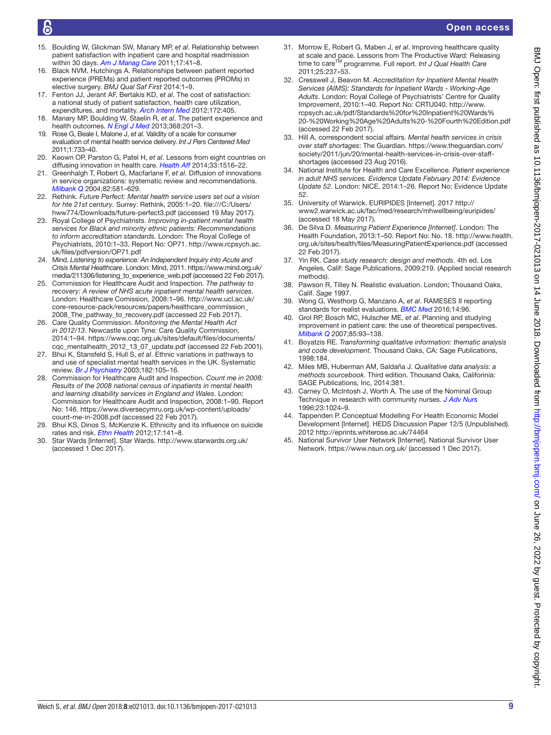15. Boulding W, Glickman SW, Manary MP, *et al*. Relationship between patient satisfaction with inpatient care and hospital readmission within 30 days. *Am J Manag Care* 2011;17:41–8.
16. Black NVM, Hutchings A. Relationships between patient reported experience (PREMs) and patient reported outcomes (PROMs) in elective surgery. *BMJ Qual Saf First* 2014:1–9.
17. Fenton JJ, Jerant AF, Bertakis KD, *et al*. The cost of satisfaction: a national study of patient satisfaction, health care utilization, expenditures, and mortality. *Arch Intern Med* 2012;172:405.
18. Manary MP, Boulding W, Staelin R, *et al*. The patient experience and health outcomes. *N Engl J Med* 2013;368:201–3.
19. Rose G, Beale I, Malone J, *et al*. Validity of a scale for consumer evaluation of mental health service delivery. *Int J Pers Centered Med* 2011;1:733–40.
20. Keown OP, Parston G, Patel H, *et al*. Lessons from eight countries on diffusing innovation in health care. *Health Aff* 2014;33:1516–22.
21. Greenhalgh T, Robert G, Macfarlane F, *et al*. Diffusion of innovations in service organizations: systematic review and recommendations. *Milbank Q* 2004;82:581–629.
22. Rethink. *Future Perfect: Mental health service users set out a vision for hte 21st century*. Surrey: Rethink, 2005:1–20. file:///C:/Users/hww774/Downloads/future-perfect3.pdf (accessed 19 May 2017).
23. Royal College of Psychiatrists. *Improving in-patient mental health services for Black and minority ethnic patients: Recommendations to inform accreditation standards*. London: The Royal College of Psychiatrists, 2010:1–33. Report No: OP71. http://www.rcpsych.ac.uk/files/pdfversion/OP71.pdf
24. Mind. *Listening to experience: An Independent Inquiry into Acute and Crisis Mental Healthcare*. London: Mind, 2011. https://www.mind.org.uk/media/211306/listening_to_experience_web.pdf (accessed 22 Feb 2017).
25. Commission for Healthcare Audit and Inspection. *The pathway to recovery: A review of NHS acute inpatient mental health services*. London: Healthcare Comission, 2008:1–96. http://www.ucl.ac.uk/core-resource-pack/resources/papers/healthcare_commission_2008_The_pathway_to_recovery.pdf (accessed 22 Feb 2017).
26. Care Quality Commission. *Monitoring the Mental Health Act in 2012/13*. Newcastle upon Tyne: Care Quality Commission, 2014:1–94. https://www.cqc.org.uk/sites/default/files/documents/cqc_mentalhealth_2012_13_07_update.pdf (accessed 22 Feb 2001).
27. Bhui K, Stansfeld S, Hull S, *et al*. Ethnic variations in pathways to and use of specialist mental health services in the UK. Systematic review. *Br J Psychiatry* 2003;182:105–16.
28. Commission for Healthcare Audit and Inspection. *Count me in 2008: Results of the 2008 national census of inpatients in mental health and learning disability services in England and Wales*. London: Commission for Healthcare Audit and Inspection, 2008:1–90. Report No: 146. https://www.diversecymru.org.uk/wp-content/uploads/count-me-in-2008.pdf (accessed 22 Feb 2017).
29. Bhui KS, Dinos S, McKenzie K. Ethnicity and its influence on suicide rates and risk. *Ethn Health* 2012;17:141–8.
30. Star Wards [Internet]. Star Wards. http://www.starwards.org.uk/ (accessed 1 Dec 2017).
31. Morrow E, Robert G, Maben J, *et al*. Improving healthcare quality at scale and pace. Lessons from The Productive Ward: Releasing time to care™ programme. Full report. *Int J Qual Health Care* 2011;25:237–53.
32. Cresswell J, Beavon M. *Accreditation for Inpatient Mental Health Services (AIMS): Standards for Inpatient Wards - Working-Age Adults*. London: Royal College of Psychiatrists' Centre for Quality Improvement, 2010:1–40. Report No: CRTU040. http://www.rcpsych.ac.uk/pdf/Standards%20for%20Inpatient%20Wards%20-%20Working%20Age%20Adults%20-%20Fourth%20Edition.pdf (accessed 22 Feb 2017).
33. Hill A, correspondent social affairs. *Mental health services in crisis over staff shortages*: The Guardian. https://www.theguardian.com/society/2011/jun/20/mental-health-services-in-crisis-over-staff-shortages (accessed 23 Aug 2016).
34. National Institute for Health and Care Excellence. *Patient experience in adult NHS services. Evidence Update February 2014: Evidence Update 52*. London: NICE, 2014:1–26. Report No: Evidence Update 52.
35. University of Warwick. EURIPIDES [Internet]. 2017 http://www2.warwick.ac.uk/fac/med/research/mhwellbeing/euripides/ (accessed 18 May 2017).
36. De Silva D. *Measuring Patient Experience [Internet]*. London: The Health Foundation, 2013:1–50. Report No: No. 18. http://www.health.org.uk/sites/health/files/MeasuringPatientExperience.pdf (accessed 22 Feb 2017).
37. Yin RK. *Case study research: design and methods*. 4th ed. Los Angeles, Calif: Sage Publications, 2009:219. (Applied social research methods).
38. Pawson R, Tilley N. Realistic evaluation. London; Thousand Oaks, Calif. *Sage* 1997.
39. Wong G, Westhorp G, Manzano A, *et al*. RAMESES II reporting standards for realist evaluations. *BMC Med* 2016;14:96.
40. Grol RP, Bosch MC, Hulscher ME, *et al*. Planning and studying improvement in patient care: the use of theoretical perspectives. *Milbank Q* 2007;85:93–138.
41. Boyatzis RE. *Transforming qualitative information: thematic analysis and code development*. Thousand Oaks, CA: Sage Publications, 1998:184.
42. Miles MB, Huberman AM, Saldaña J. *Qualitative data analysis: a methods sourcebook*. Third edition. Thousand Oaks, Califorinia: SAGE Publications, Inc, 2014:381.
43. Carney O, McIntosh J, Worth A. The use of the Nominal Group Technique in research with community nurses. *J Adv Nurs* 1996;23:1024–9.
44. Tappenden P. Conceptual Modelling For Health Economic Model Development [Internet]. HEDS Discussion Paper 12/5 (Unpublished). 2012 http://eprints.whiterose.ac.uk/74464
45. National Survivor User Network [Internet]. National Survivor User Network. https://www.nsun.org.uk/ (accessed 1 Dec 2017).